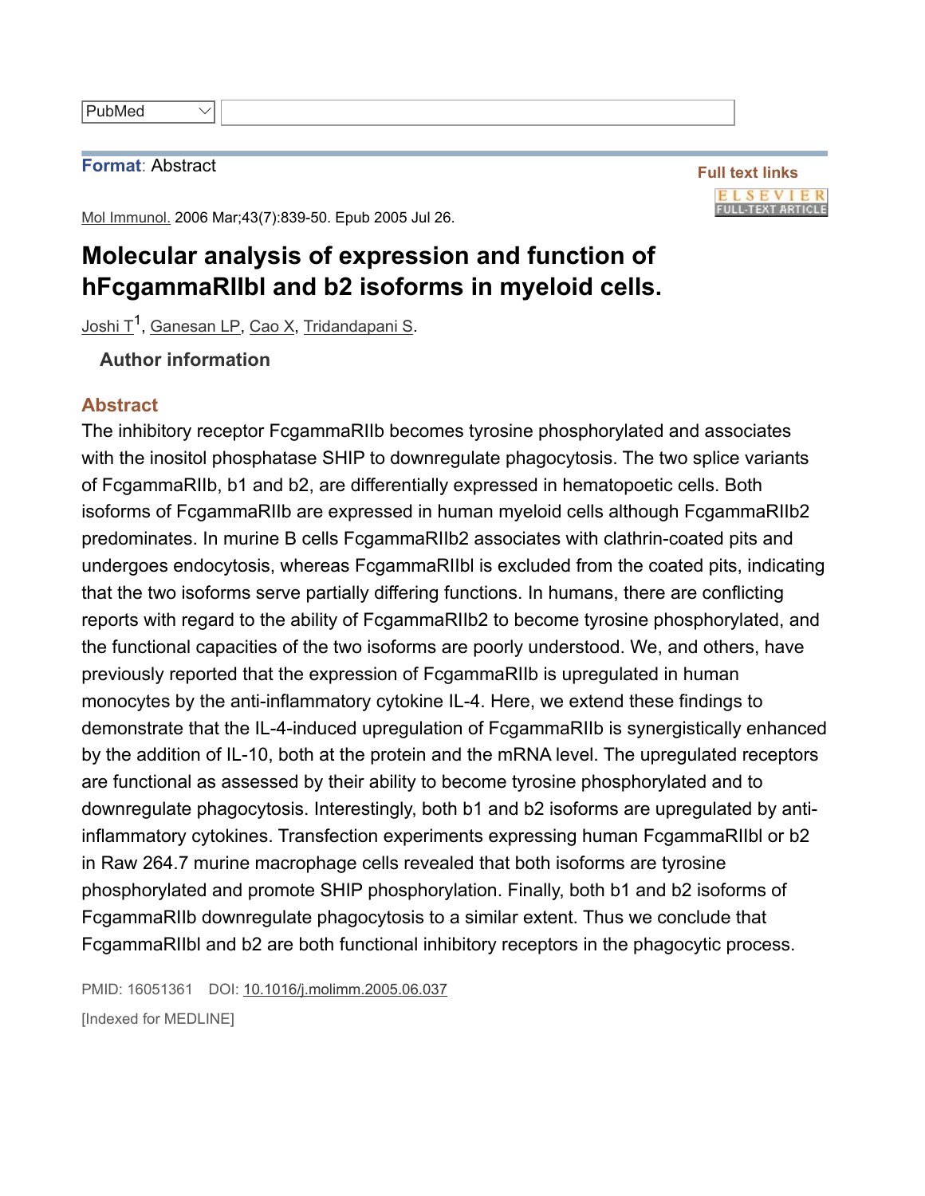PubMed

**Format**: Abstract

**Full text links**

Mol Immunol. 2006 Mar;43(7):839-50. Epub 2005 Jul 26.

# Molecular analysis of expression and function of hFcgammaRIIbl and b2 isoforms in myeloid cells.

Joshi T[1], Ganesan LP, Cao X, Tridandapani S.

**Author information**

## Abstract

The inhibitory receptor FcgammaRIIb becomes tyrosine phosphorylated and associates with the inositol phosphatase SHIP to downregulate phagocytosis. The two splice variants of FcgammaRIIb, b1 and b2, are differentially expressed in hematopoetic cells. Both isoforms of FcgammaRIIb are expressed in human myeloid cells although FcgammaRIIb2 predominates. In murine B cells FcgammaRIIb2 associates with clathrin-coated pits and undergoes endocytosis, whereas FcgammaRIIbl is excluded from the coated pits, indicating that the two isoforms serve partially differing functions. In humans, there are conflicting reports with regard to the ability of FcgammaRIIb2 to become tyrosine phosphorylated, and the functional capacities of the two isoforms are poorly understood. We, and others, have previously reported that the expression of FcgammaRIIb is upregulated in human monocytes by the anti-inflammatory cytokine IL-4. Here, we extend these findings to demonstrate that the IL-4-induced upregulation of FcgammaRIIb is synergistically enhanced by the addition of IL-10, both at the protein and the mRNA level. The upregulated receptors are functional as assessed by their ability to become tyrosine phosphorylated and to downregulate phagocytosis. Interestingly, both b1 and b2 isoforms are upregulated by anti-inflammatory cytokines. Transfection experiments expressing human FcgammaRIIbl or b2 in Raw 264.7 murine macrophage cells revealed that both isoforms are tyrosine phosphorylated and promote SHIP phosphorylation. Finally, both b1 and b2 isoforms of FcgammaRIIb downregulate phagocytosis to a similar extent. Thus we conclude that FcgammaRIIbl and b2 are both functional inhibitory receptors in the phagocytic process.

PMID: 16051361 DOI: 10.1016/j.molimm.2005.06.037

[Indexed for MEDLINE]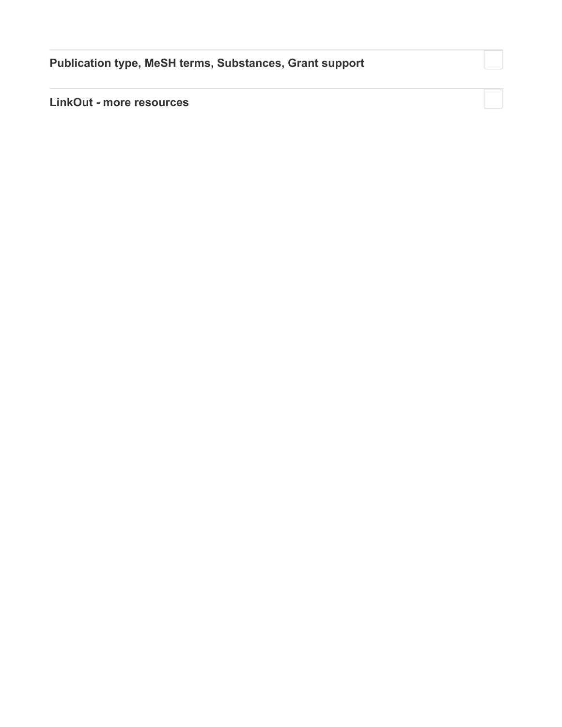## Publication type, MeSH terms, Substances, Grant support

## LinkOut - more resources